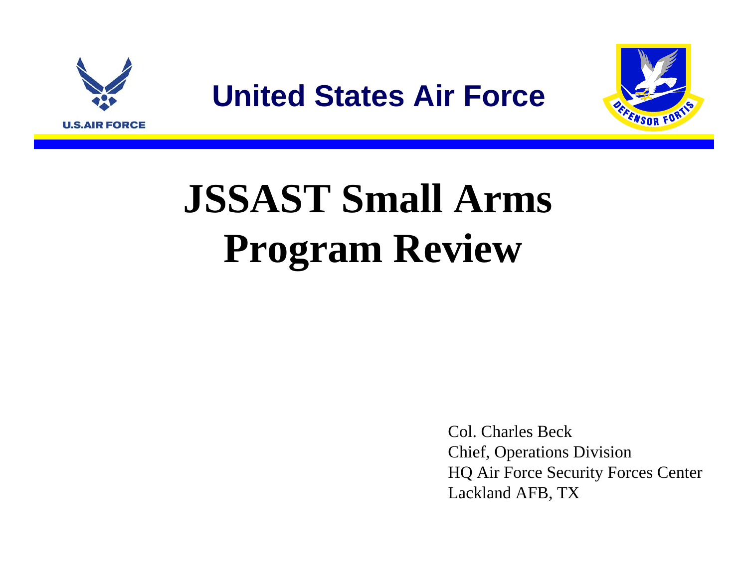United States Air Force

# JSSAST Small Arms Program Review

Col. Charles Beck
Chief, Operations Division
HQ Air Force Security Forces Center
Lackland AFB, TX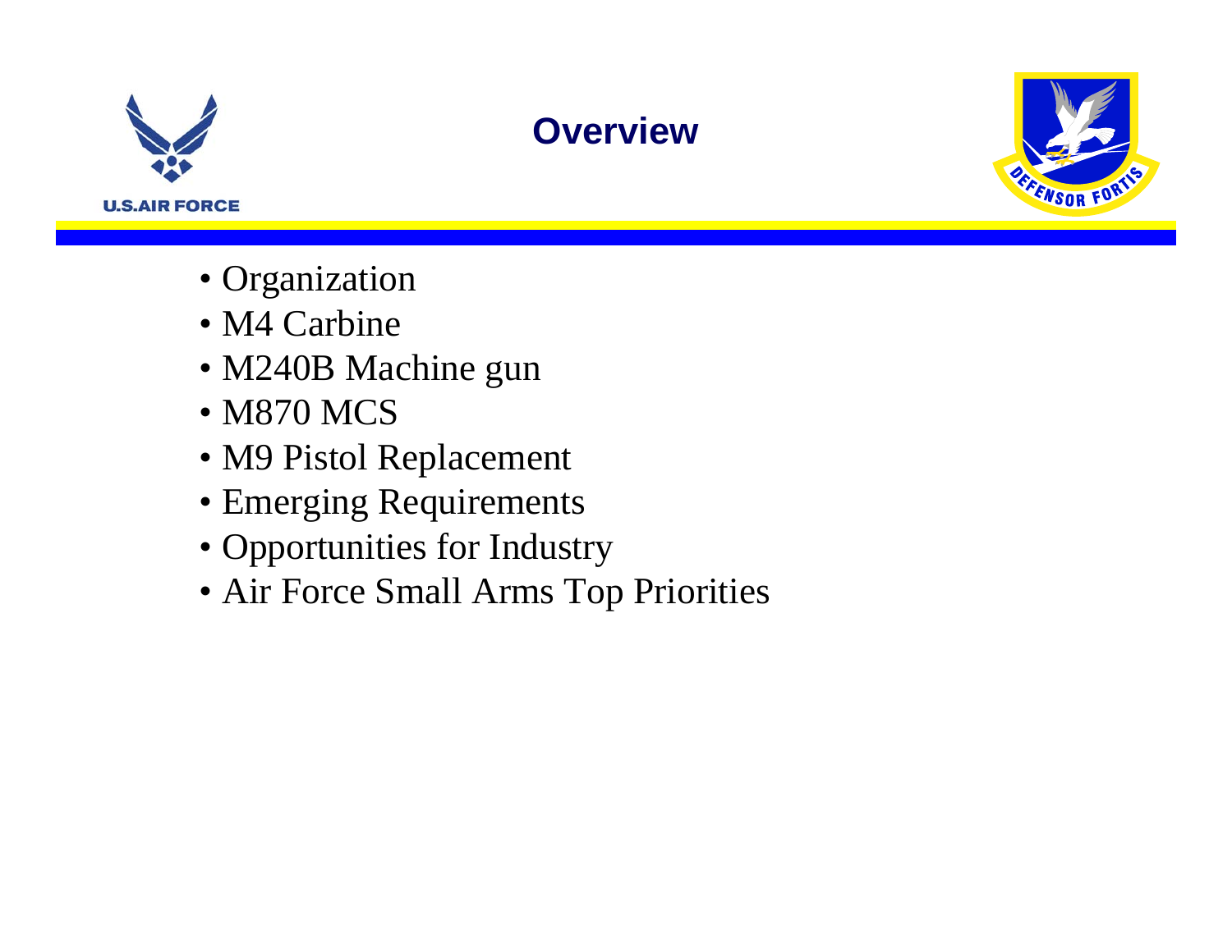# Overview

- Organization
- M4 Carbine
- M240B Machine gun
- M870 MCS
- M9 Pistol Replacement
- Emerging Requirements
- Opportunities for Industry
- Air Force Small Arms Top Priorities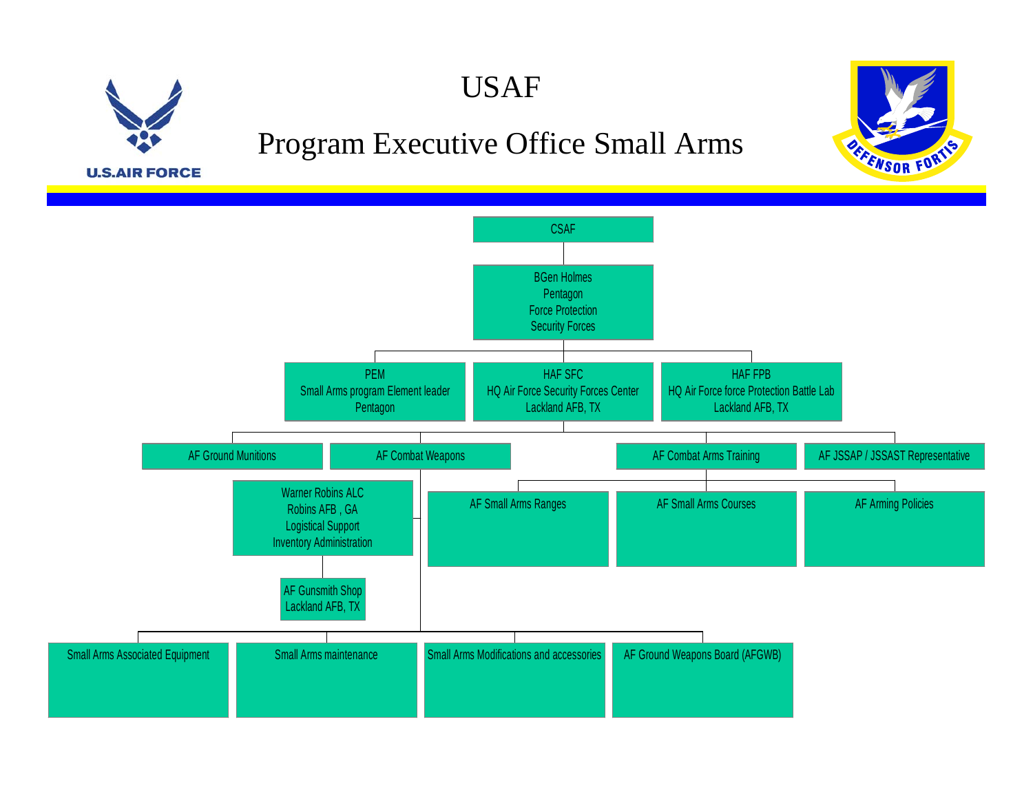# USAF

## Program Executive Office Small Arms

- CSAF
  - BGen Holmes, Pentagon, Force Protection, Security Forces
    - PEM – Small Arms program Element leader – Pentagon
    - HAF SFC – HQ Air Force Security Forces Center – Lackland AFB, TX
    - HAF FPB – HQ Air Force force Protection Battle Lab – Lackland AFB, TX
      - AF Ground Munitions
      - AF Combat Weapons
        - Warner Robins ALC – Robins AFB, GA – Logistical Support – Inventory Administration
          - AF Gunsmith Shop – Lackland AFB, TX
        - Small Arms Associated Equipment
        - Small Arms maintenance
        - Small Arms Modifications and accessories
        - AF Ground Weapons Board (AFGWB)
      - AF Combat Arms Training
        - AF Small Arms Ranges
        - AF Small Arms Courses
        - AF Arming Policies
      - AF JSSAP / JSSAST Representative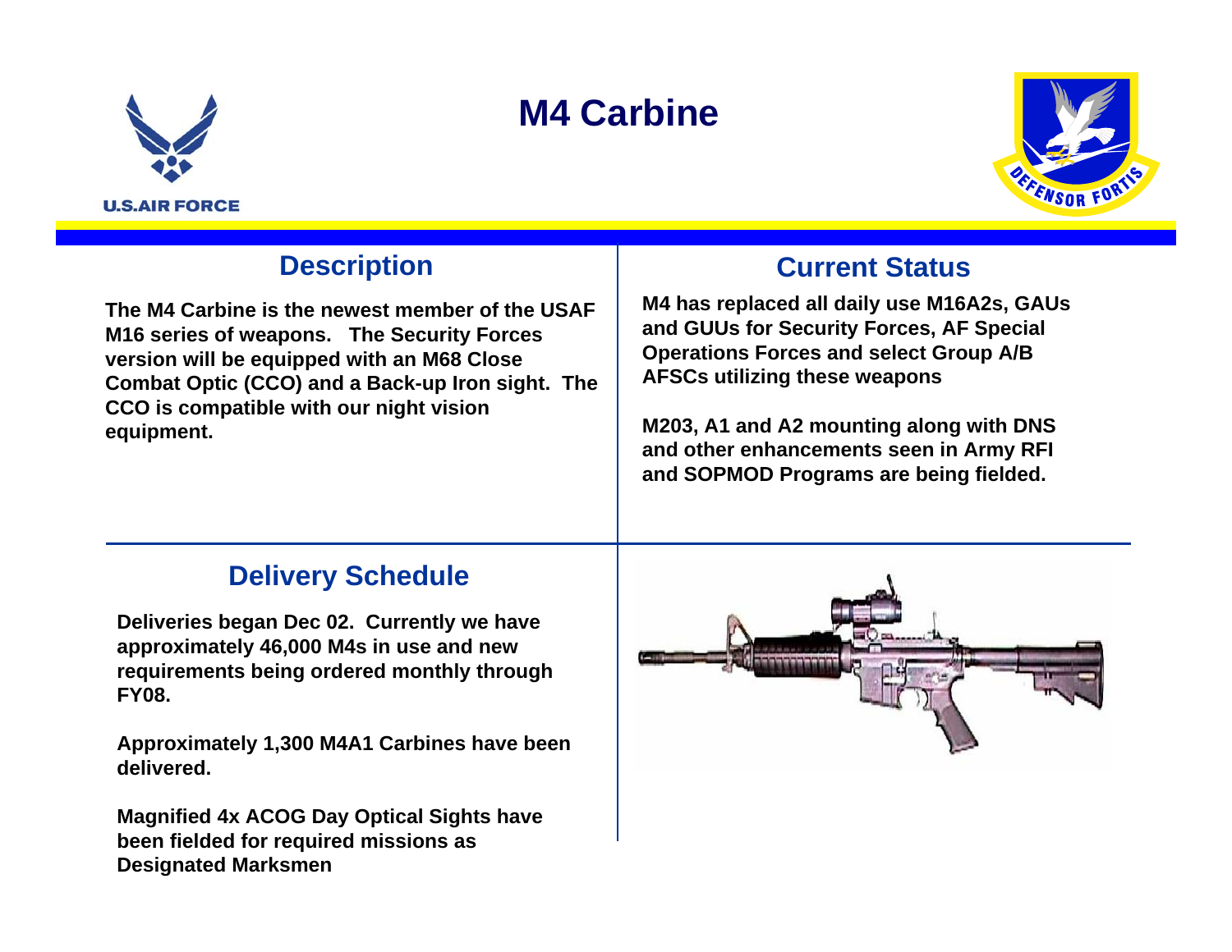# M4 Carbine

## Description

The M4 Carbine is the newest member of the USAF M16 series of weapons. The Security Forces version will be equipped with an M68 Close Combat Optic (CCO) and a Back-up Iron sight. The CCO is compatible with our night vision equipment.

## Current Status

M4 has replaced all daily use M16A2s, GAUs and GUUs for Security Forces, AF Special Operations Forces and select Group A/B AFSCs utilizing these weapons

M203, A1 and A2 mounting along with DNS and other enhancements seen in Army RFI and SOPMOD Programs are being fielded.

## Delivery Schedule

Deliveries began Dec 02. Currently we have approximately 46,000 M4s in use and new requirements being ordered monthly through FY08.

Approximately 1,300 M4A1 Carbines have been delivered.

Magnified 4x ACOG Day Optical Sights have been fielded for required missions as Designated Marksmen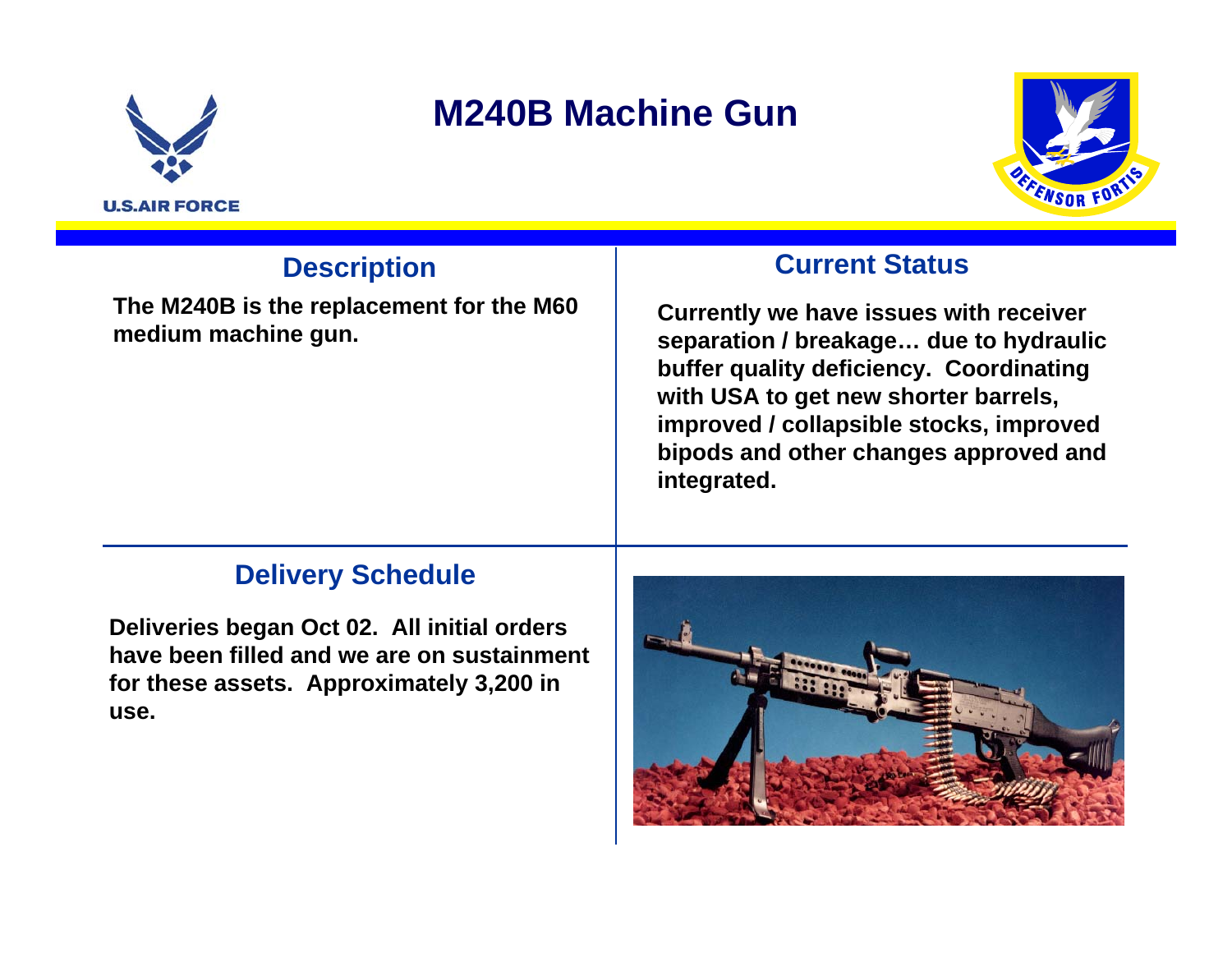# M240B Machine Gun

## Description

**The M240B is the replacement for the M60 medium machine gun.**

## Current Status

**Currently we have issues with receiver separation / breakage… due to hydraulic buffer quality deficiency. Coordinating with USA to get new shorter barrels, improved / collapsible stocks, improved bipods and other changes approved and integrated.**

## Delivery Schedule

**Deliveries began Oct 02. All initial orders have been filled and we are on sustainment for these assets. Approximately 3,200 in use.**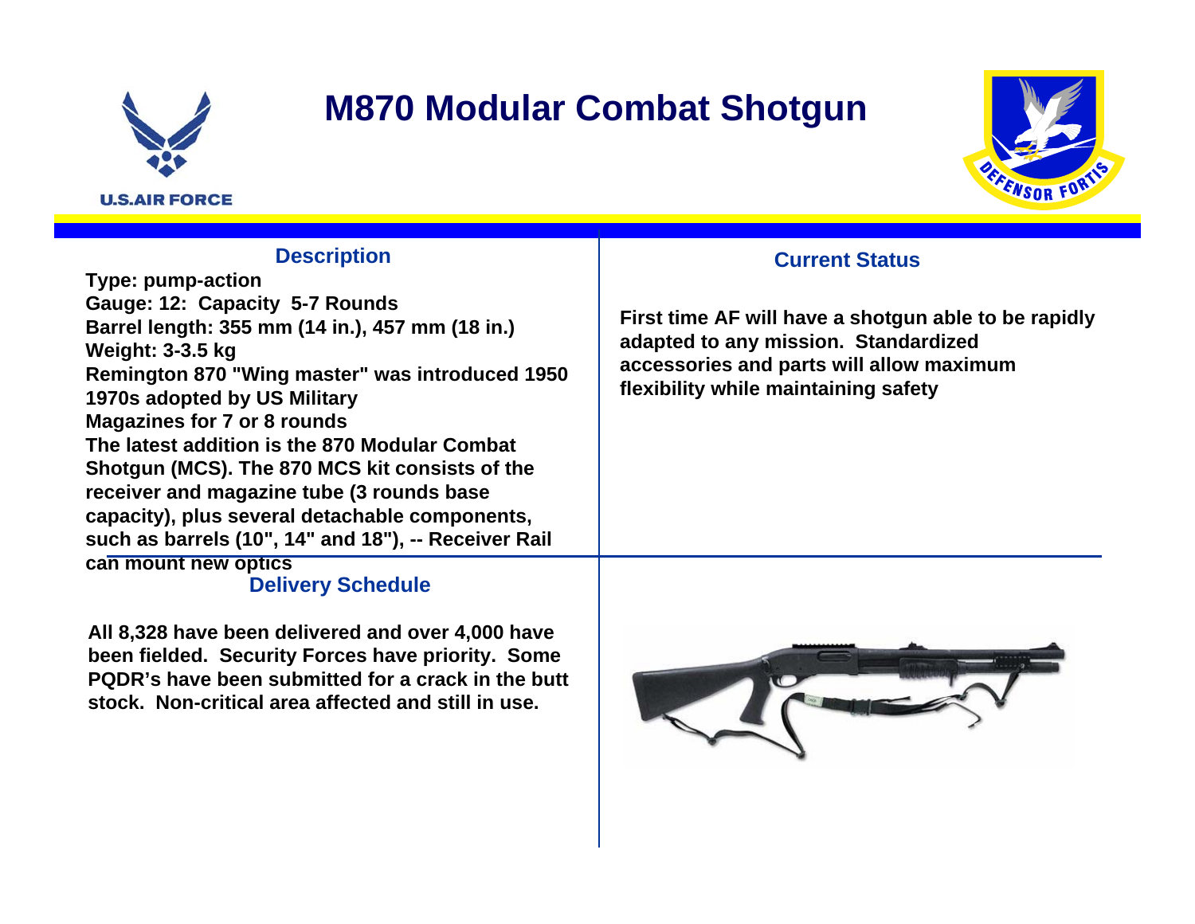# M870 Modular Combat Shotgun

## Description

**Type: pump-action**
**Gauge: 12: Capacity 5-7 Rounds**
**Barrel length: 355 mm (14 in.), 457 mm (18 in.)**
**Weight: 3-3.5 kg**
**Remington 870 "Wing master" was introduced 1950**
**1970s adopted by US Military**
**Magazines for 7 or 8 rounds**
**The latest addition is the 870 Modular Combat Shotgun (MCS). The 870 MCS kit consists of the receiver and magazine tube (3 rounds base capacity), plus several detachable components, such as barrels (10", 14" and 18"), -- Receiver Rail can mount new optics**

## Current Status

**First time AF will have a shotgun able to be rapidly adapted to any mission. Standardized accessories and parts will allow maximum flexibility while maintaining safety**

## Delivery Schedule

**All 8,328 have been delivered and over 4,000 have been fielded. Security Forces have priority. Some PQDR's have been submitted for a crack in the butt stock. Non-critical area affected and still in use.**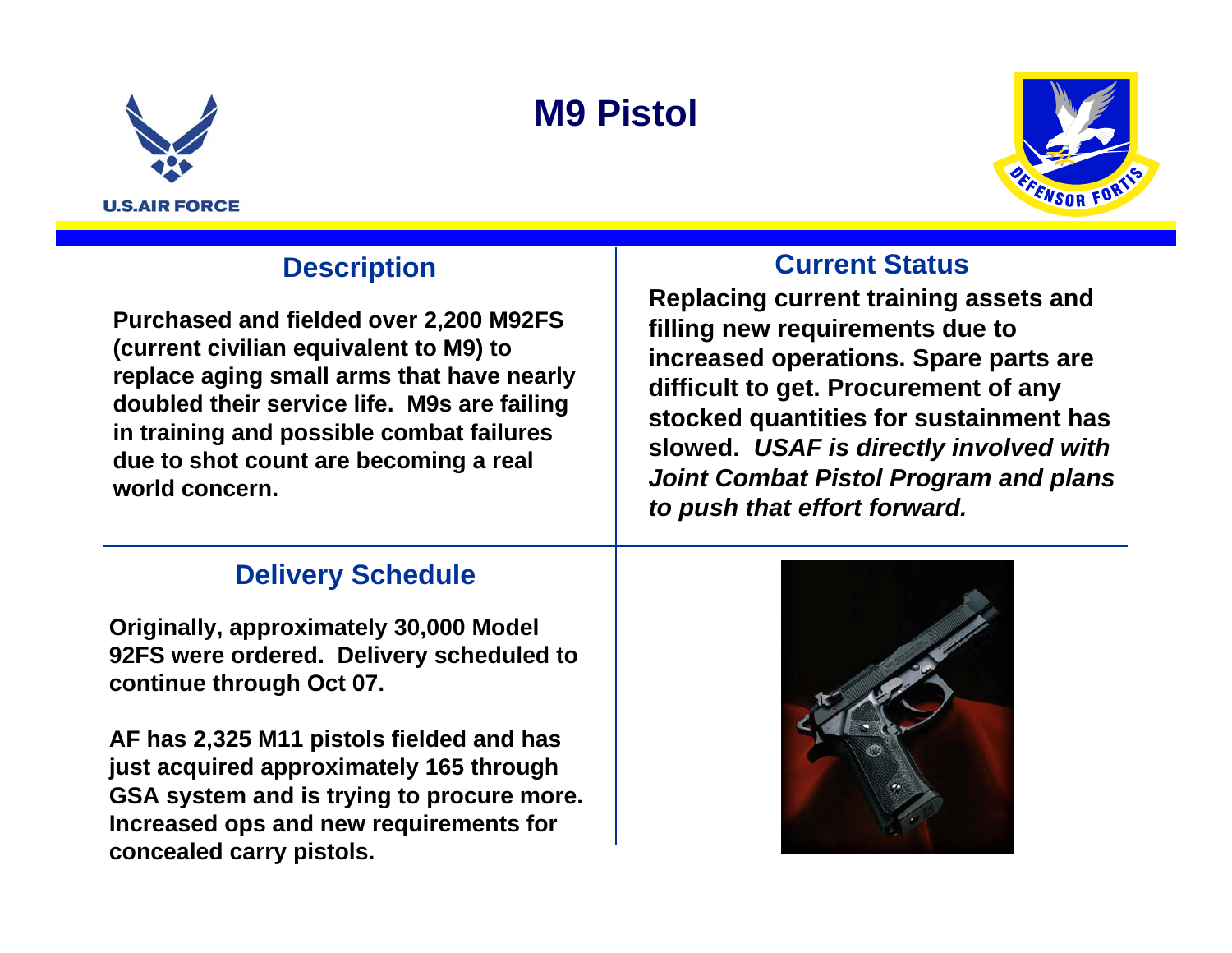# M9 Pistol

## Description

Purchased and fielded over 2,200 M92FS (current civilian equivalent to M9) to replace aging small arms that have nearly doubled their service life. M9s are failing in training and possible combat failures due to shot count are becoming a real world concern.

## Current Status

Replacing current training assets and filling new requirements due to increased operations. Spare parts are difficult to get. Procurement of any stocked quantities for sustainment has slowed. *USAF is directly involved with Joint Combat Pistol Program and plans to push that effort forward.*

## Delivery Schedule

Originally, approximately 30,000 Model 92FS were ordered. Delivery scheduled to continue through Oct 07.

AF has 2,325 M11 pistols fielded and has just acquired approximately 165 through GSA system and is trying to procure more. Increased ops and new requirements for concealed carry pistols.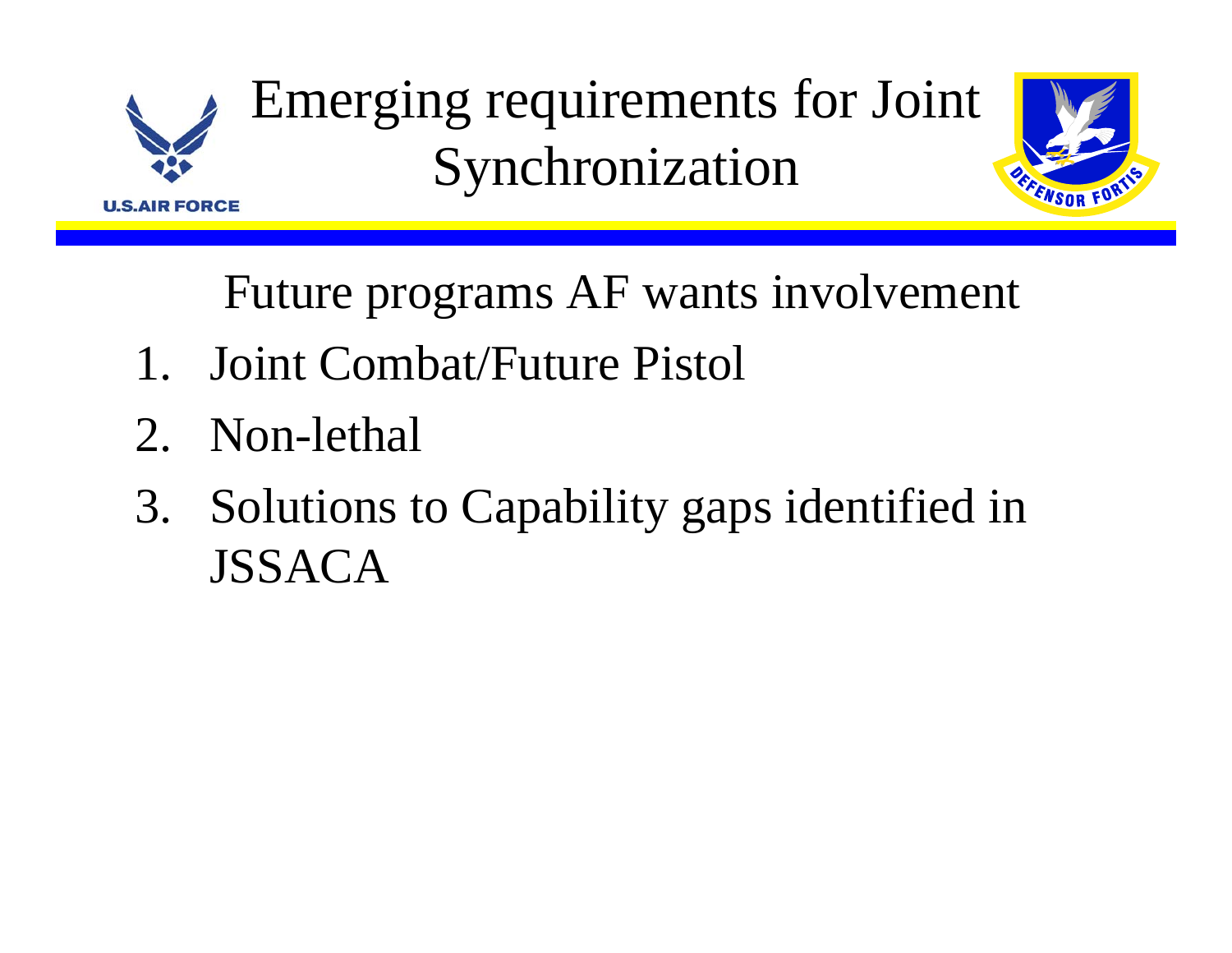# Emerging requirements for Joint Synchronization

Future programs AF wants involvement

1. Joint Combat/Future Pistol
2. Non-lethal
3. Solutions to Capability gaps identified in JSSACA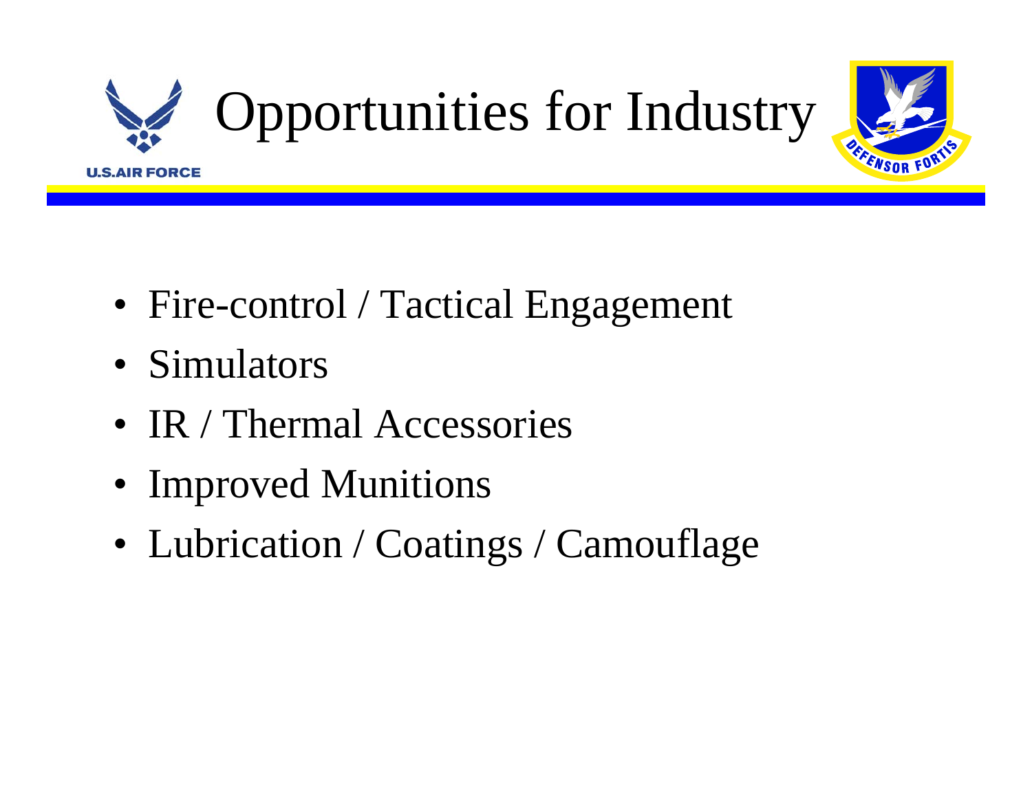# Opportunities for Industry

- Fire-control / Tactical Engagement
- Simulators
- IR / Thermal Accessories
- Improved Munitions
- Lubrication / Coatings / Camouflage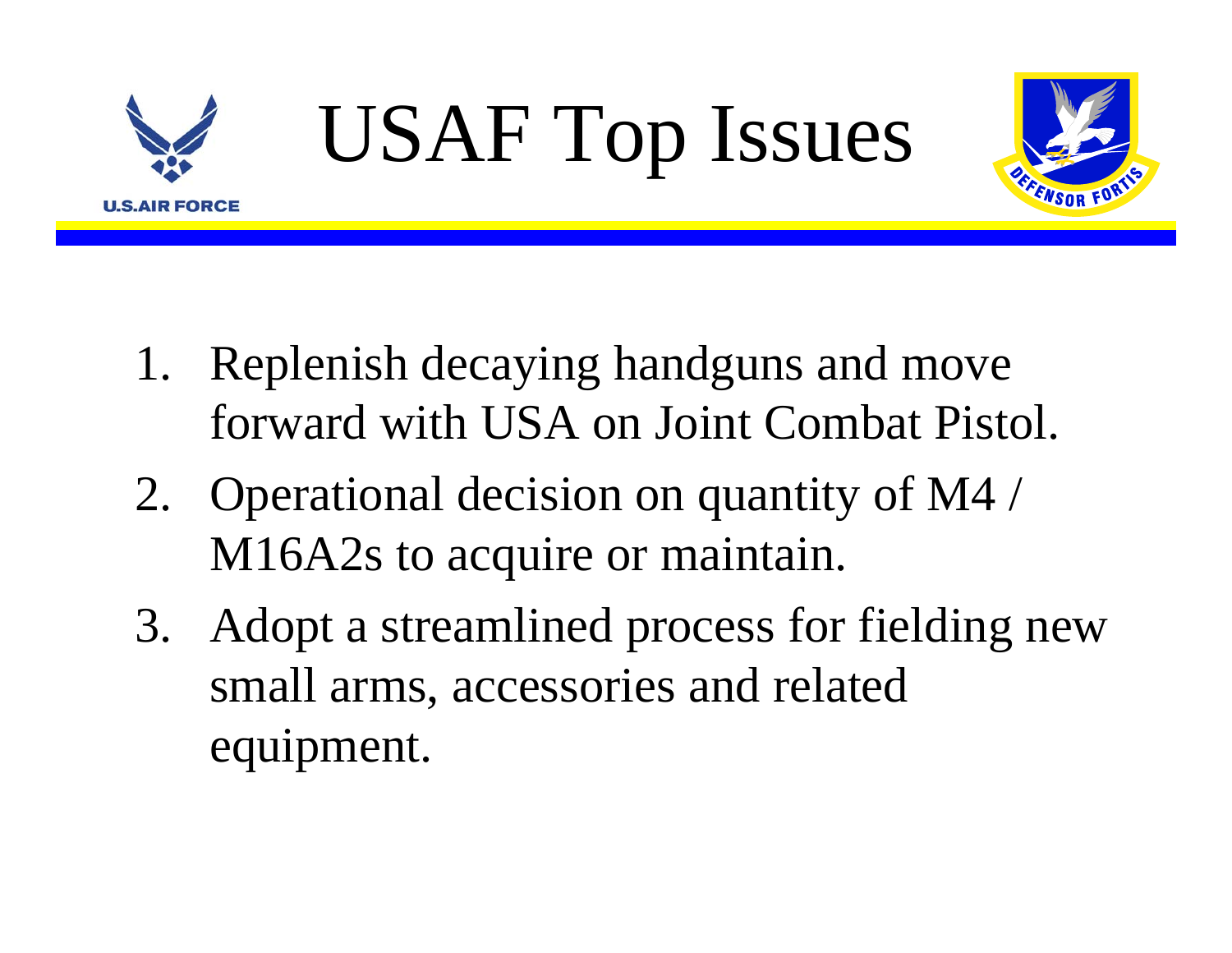# USAF Top Issues

1. Replenish decaying handguns and move forward with USA on Joint Combat Pistol.
2. Operational decision on quantity of M4 / M16A2s to acquire or maintain.
3. Adopt a streamlined process for fielding new small arms, accessories and related equipment.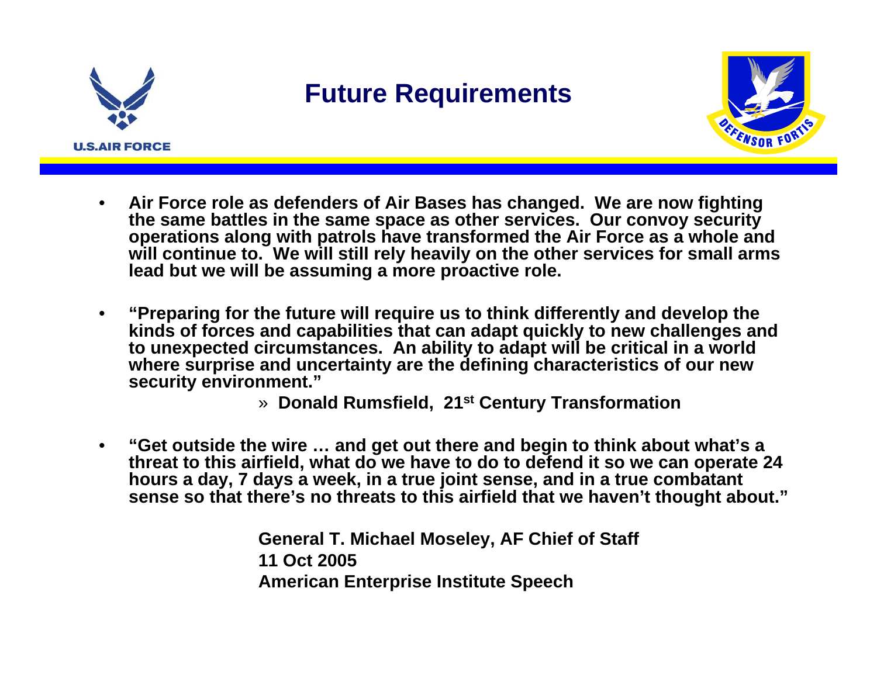# Future Requirements

- **Air Force role as defenders of Air Bases has changed. We are now fighting the same battles in the same space as other services. Our convoy security operations along with patrols have transformed the Air Force as a whole and will continue to. We will still rely heavily on the other services for small arms lead but we will be assuming a more proactive role.**

- **"Preparing for the future will require us to think differently and develop the kinds of forces and capabilities that can adapt quickly to new challenges and to unexpected circumstances. An ability to adapt will be critical in a world where surprise and uncertainty are the defining characteristics of our new security environment."**

  » **Donald Rumsfeld, 21st Century Transformation**

- **"Get outside the wire … and get out there and begin to think about what's a threat to this airfield, what do we have to do to defend it so we can operate 24 hours a day, 7 days a week, in a true joint sense, and in a true combatant sense so that there's no threats to this airfield that we haven't thought about."**

**General T. Michael Moseley, AF Chief of Staff**
**11 Oct 2005**
**American Enterprise Institute Speech**